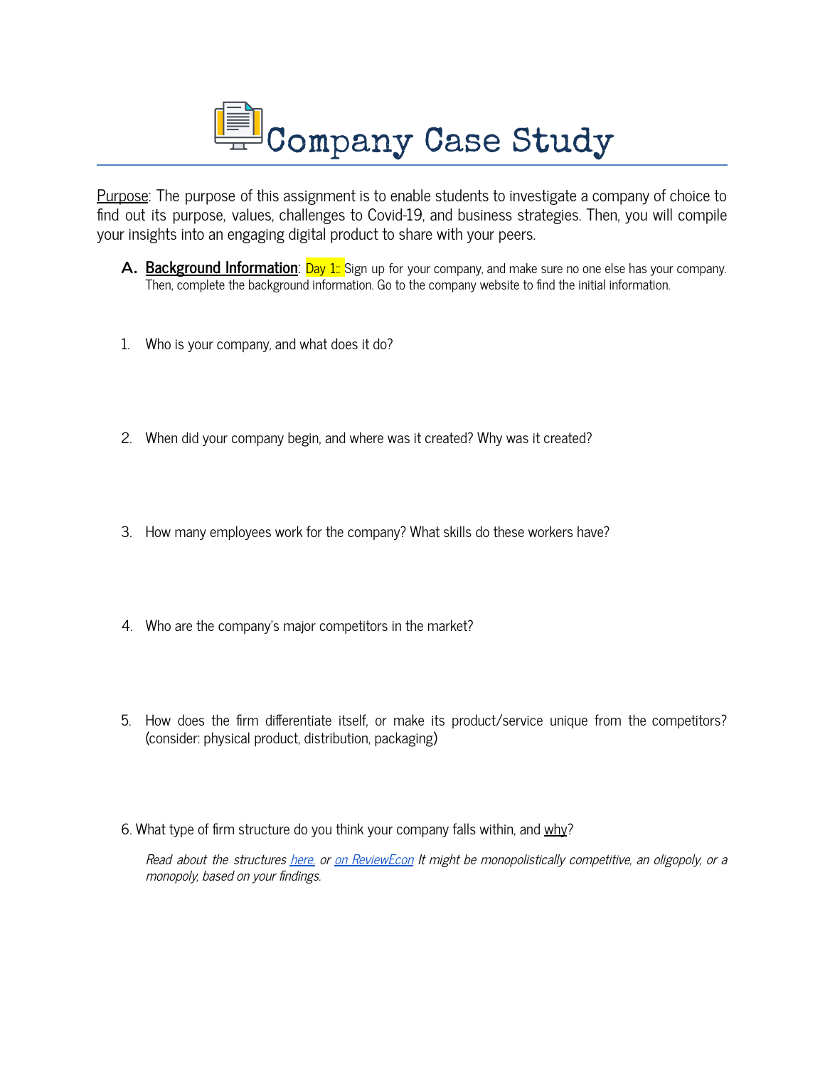# Company Case Study

Purpose: The purpose of this assignment is to enable students to investigate a company of choice to find out its purpose, values, challenges to Covid-19, and business strategies. Then, you will compile your insights into an engaging digital product to share with your peers.

A. **Background Information**: Day 1:: Sign up for your company, and make sure no one else has your company. Then, complete the background information. Go to the company website to find the initial information.

1. Who is your company, and what does it do?

2. When did your company begin, and where was it created? Why was it created?

3. How many employees work for the company? What skills do these workers have?

4. Who are the company's major competitors in the market?

5. How does the firm differentiate itself, or make its product/service unique from the competitors? (consider: physical product, distribution, packaging)

6. What type of firm structure do you think your company falls within, and why?

*Read about the structures here, or on ReviewEcon It might be monopolistically competitive, an oligopoly, or a monopoly, based on your findings.*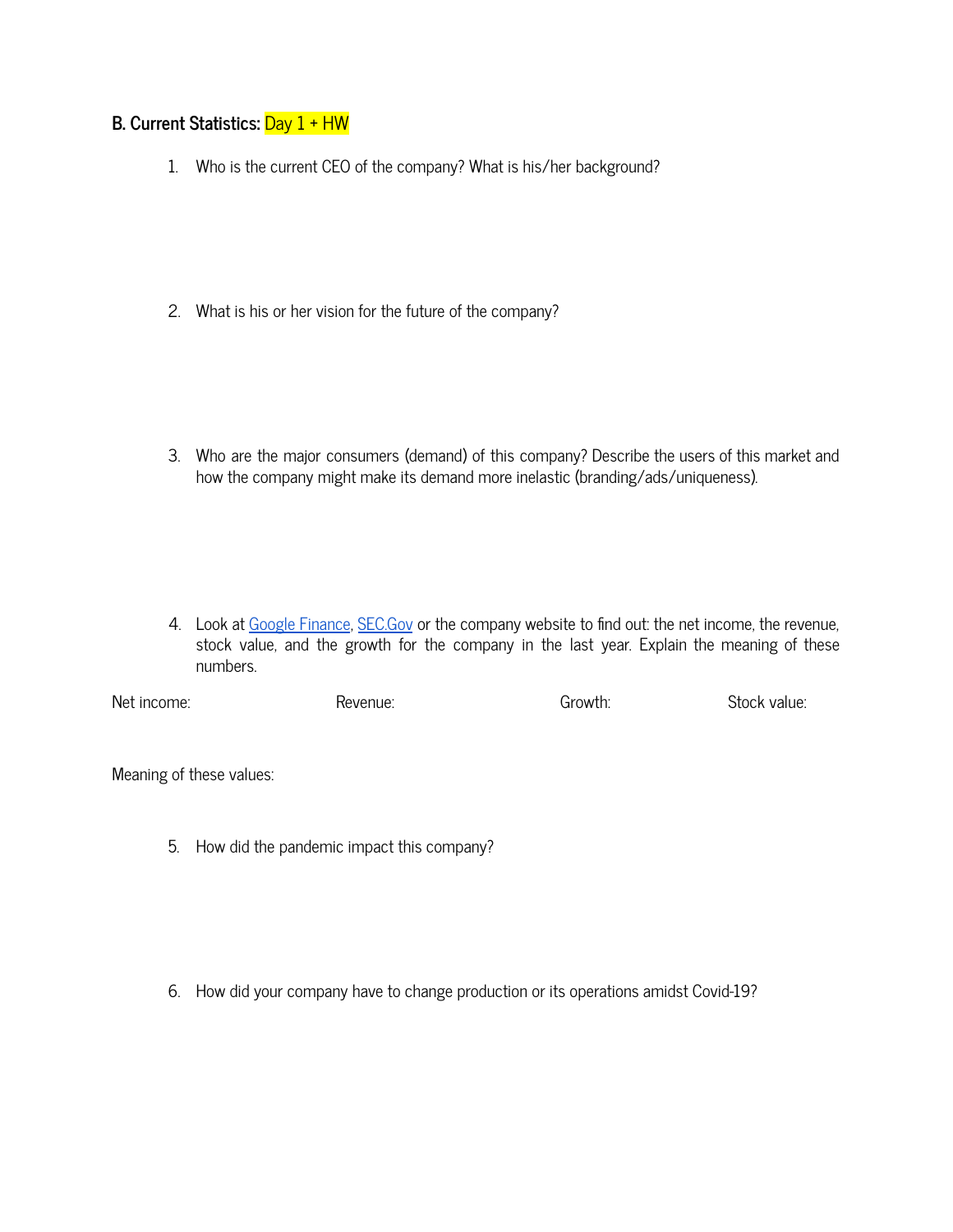## B. Current Statistics: Day 1 + HW

1. Who is the current CEO of the company? What is his/her background?

2. What is his or her vision for the future of the company?

3. Who are the major consumers (demand) of this company? Describe the users of this market and how the company might make its demand more inelastic (branding/ads/uniqueness).

4. Look at [Google Finance](), [SEC.Gov]() or the company website to find out: the net income, the revenue, stock value, and the growth for the company in the last year. Explain the meaning of these numbers.

Net income: Revenue: Growth: Stock value:

Meaning of these values:

5. How did the pandemic impact this company?

6. How did your company have to change production or its operations amidst Covid-19?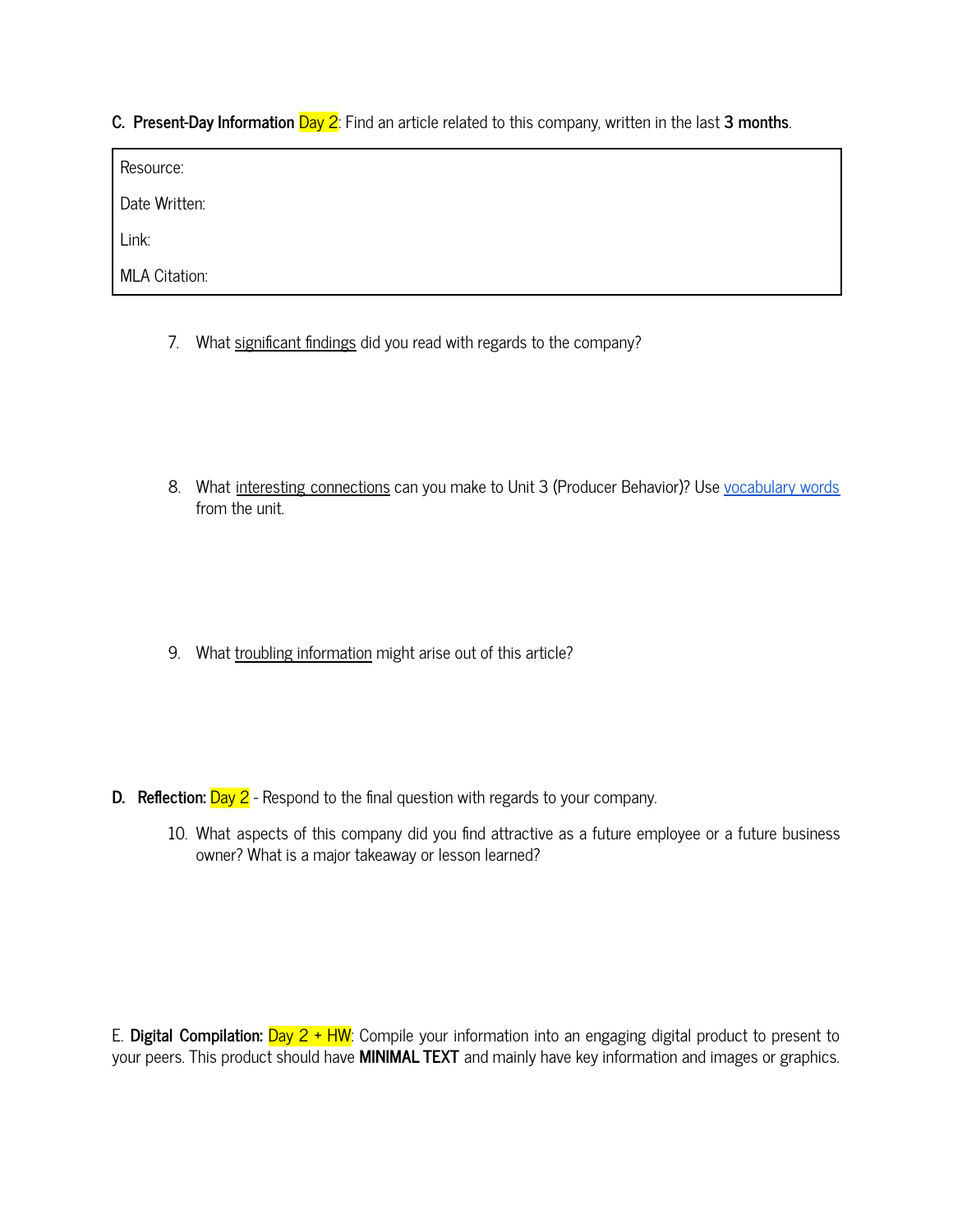**C. Present-Day Information** Day 2: Find an article related to this company, written in the last **3 months**.

| Resource: |
|---|
| Date Written: |
| Link: |
| MLA Citation: |

7. What significant findings did you read with regards to the company?

8. What interesting connections can you make to Unit 3 (Producer Behavior)? Use vocabulary words from the unit.

9. What troubling information might arise out of this article?

**D. Reflection:** Day 2 - Respond to the final question with regards to your company.

10. What aspects of this company did you find attractive as a future employee or a future business owner? What is a major takeaway or lesson learned?

E. **Digital Compilation:** Day 2 + HW: Compile your information into an engaging digital product to present to your peers. This product should have **MINIMAL TEXT** and mainly have key information and images or graphics.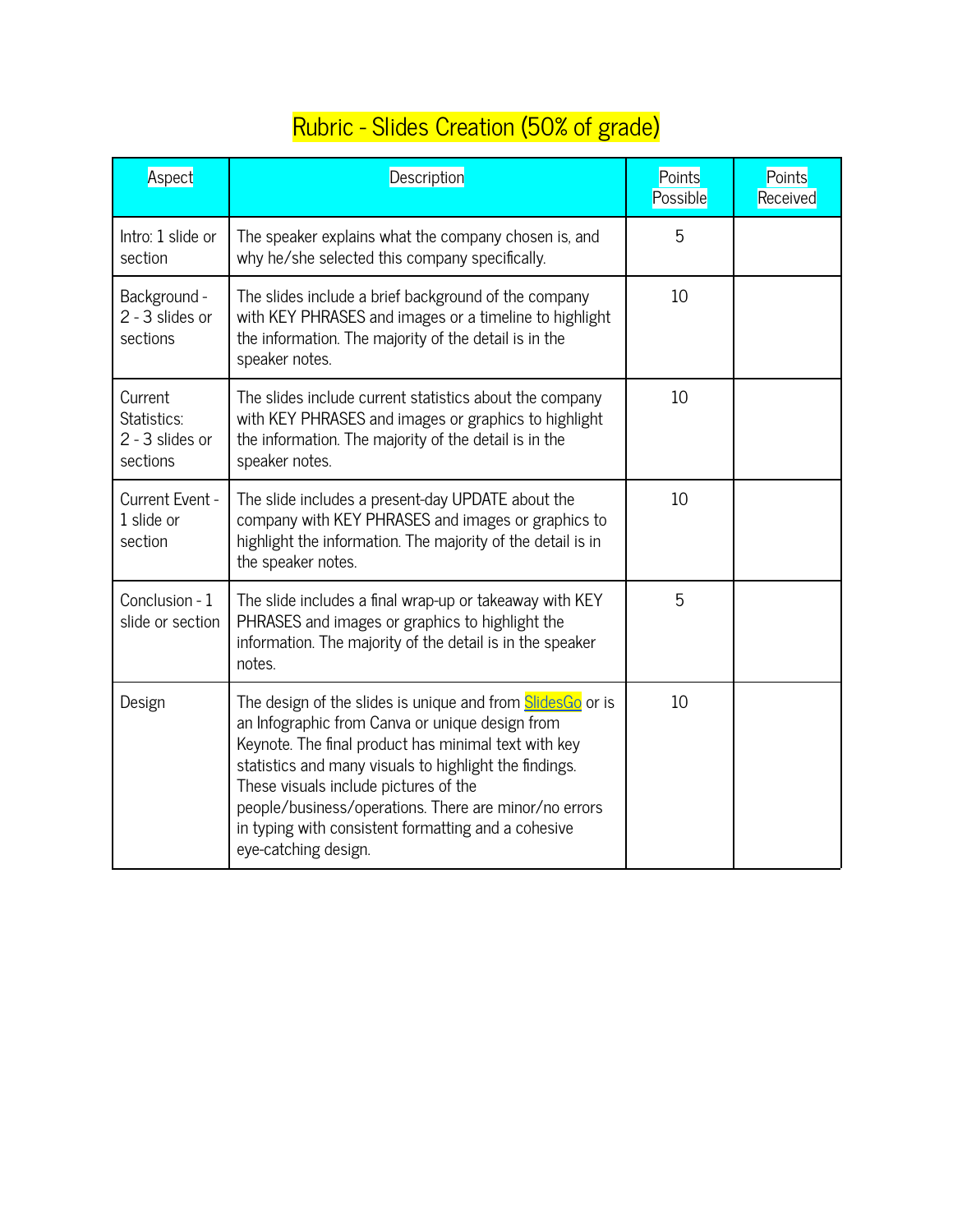# Rubric - Slides Creation (50% of grade)

| Aspect | Description | Points Possible | Points Received |
|---|---|---|---|
| Intro: 1 slide or section | The speaker explains what the company chosen is, and why he/she selected this company specifically. | 5 | |
| Background - 2 - 3 slides or sections | The slides include a brief background of the company with KEY PHRASES and images or a timeline to highlight the information. The majority of the detail is in the speaker notes. | 10 | |
| Current Statistics: 2 - 3 slides or sections | The slides include current statistics about the company with KEY PHRASES and images or graphics to highlight the information. The majority of the detail is in the speaker notes. | 10 | |
| Current Event - 1 slide or section | The slide includes a present-day UPDATE about the company with KEY PHRASES and images or graphics to highlight the information. The majority of the detail is in the speaker notes. | 10 | |
| Conclusion - 1 slide or section | The slide includes a final wrap-up or takeaway with KEY PHRASES and images or graphics to highlight the information. The majority of the detail is in the speaker notes. | 5 | |
| Design | The design of the slides is unique and from SlidesGo or is an Infographic from Canva or unique design from Keynote. The final product has minimal text with key statistics and many visuals to highlight the findings. These visuals include pictures of the people/business/operations. There are minor/no errors in typing with consistent formatting and a cohesive eye-catching design. | 10 | |